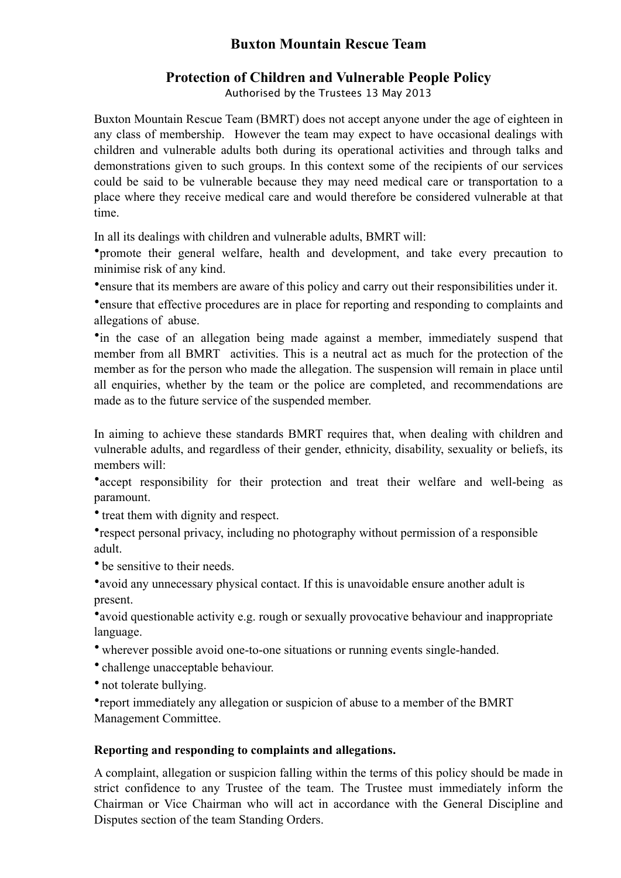# Buxton Mountain Rescue Team

## Protection of Children and Vulnerable People Policy

Authorised by the Trustees 13 May 2013

Buxton Mountain Rescue Team (BMRT) does not accept anyone under the age of eighteen in any class of membership. However the team may expect to have occasional dealings with children and vulnerable adults both during its operational activities and through talks and demonstrations given to such groups. In this context some of the recipients of our services could be said to be vulnerable because they may need medical care or transportation to a place where they receive medical care and would therefore be considered vulnerable at that time.

In all its dealings with children and vulnerable adults, BMRT will:

- promote their general welfare, health and development, and take every precaution to minimise risk of any kind.
- ensure that its members are aware of this policy and carry out their responsibilities under it.
- ensure that effective procedures are in place for reporting and responding to complaints and allegations of abuse.
- in the case of an allegation being made against a member, immediately suspend that member from all BMRT activities. This is a neutral act as much for the protection of the member as for the person who made the allegation. The suspension will remain in place until all enquiries, whether by the team or the police are completed, and recommendations are made as to the future service of the suspended member.

In aiming to achieve these standards BMRT requires that, when dealing with children and vulnerable adults, and regardless of their gender, ethnicity, disability, sexuality or beliefs, its members will:

- accept responsibility for their protection and treat their welfare and well-being as paramount.
- treat them with dignity and respect.
- respect personal privacy, including no photography without permission of a responsible adult.
- be sensitive to their needs.
- avoid any unnecessary physical contact. If this is unavoidable ensure another adult is present.
- avoid questionable activity e.g. rough or sexually provocative behaviour and inappropriate language.
- wherever possible avoid one-to-one situations or running events single-handed.
- challenge unacceptable behaviour.
- not tolerate bullying.
- report immediately any allegation or suspicion of abuse to a member of the BMRT Management Committee.

**Reporting and responding to complaints and allegations.**

A complaint, allegation or suspicion falling within the terms of this policy should be made in strict confidence to any Trustee of the team. The Trustee must immediately inform the Chairman or Vice Chairman who will act in accordance with the General Discipline and Disputes section of the team Standing Orders.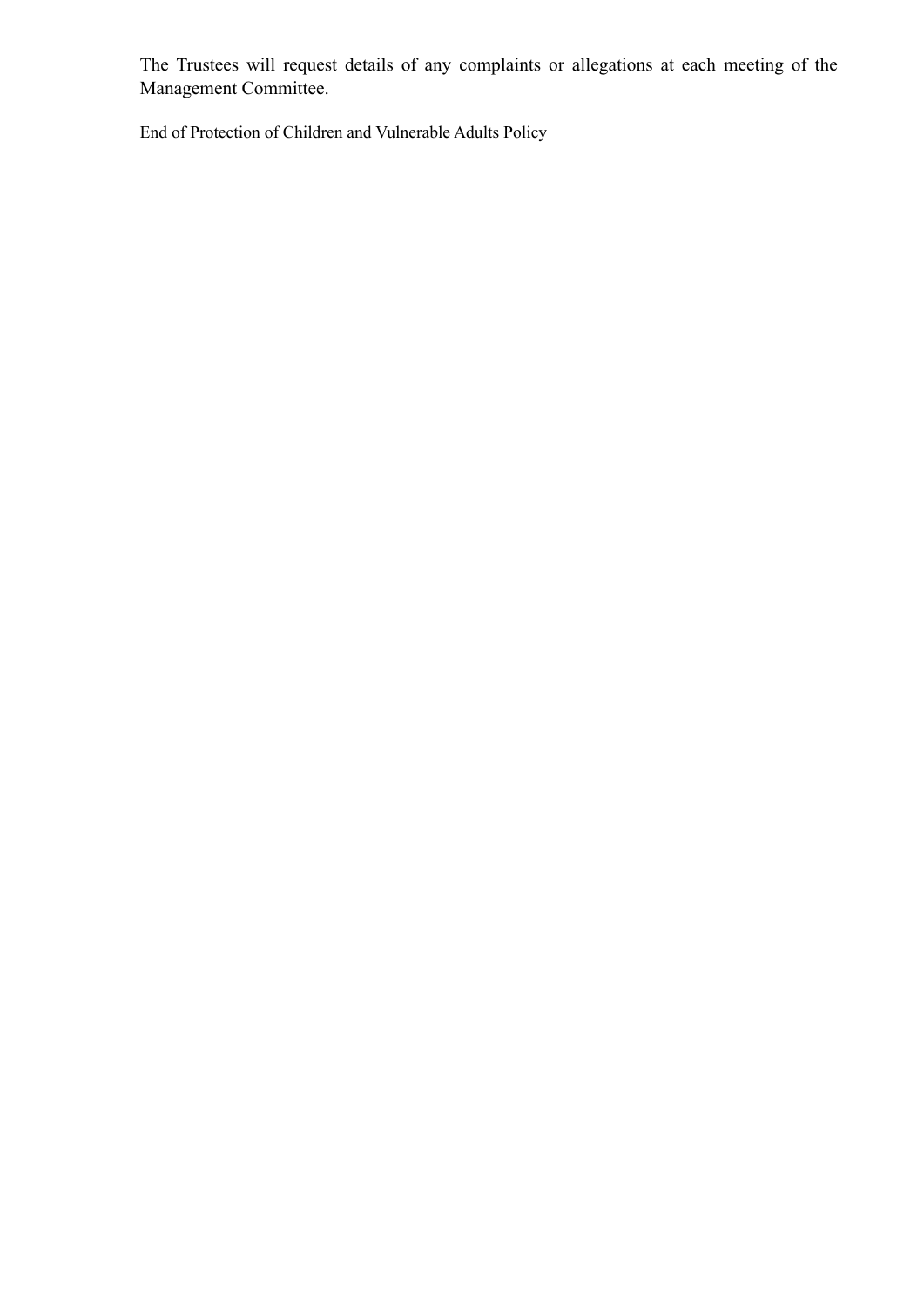The Trustees will request details of any complaints or allegations at each meeting of the Management Committee.

End of Protection of Children and Vulnerable Adults Policy